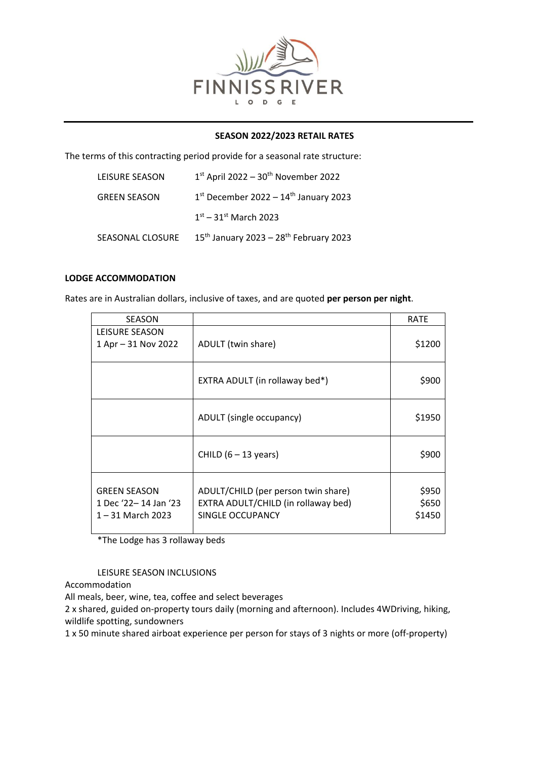**FINNISS RIVER**

**LODGE**

## SEASON 2022/2023 RETAIL RATES

The terms of this contracting period provide for a seasonal rate structure:

| | |
|---|---|
| LEISURE SEASON | 1st April 2022 – 30th November 2022 |
| GREEN SEASON | 1st December 2022 – 14th January 2023 |
| | 1st – 31st March 2023 |
| SEASONAL CLOSURE | 15th January 2023 – 28th February 2023 |

### LODGE ACCOMMODATION

Rates are in Australian dollars, inclusive of taxes, and are quoted **per person per night**.

| SEASON | | RATE |
|---|---|---|
| LEISURE SEASON<br>1 Apr – 31 Nov 2022 | ADULT (twin share) | $1200 |
| | EXTRA ADULT (in rollaway bed*) | $900 |
| | ADULT (single occupancy) | $1950 |
| | CHILD (6 – 13 years) | $900 |
| GREEN SEASON<br>1 Dec '22– 14 Jan '23<br>1 – 31 March 2023 | ADULT/CHILD (per person twin share)<br>EXTRA ADULT/CHILD (in rollaway bed)<br>SINGLE OCCUPANCY | $950<br>$650<br>$1450 |

*The Lodge has 3 rollaway beds

LEISURE SEASON INCLUSIONS

Accommodation

All meals, beer, wine, tea, coffee and select beverages

2 x shared, guided on-property tours daily (morning and afternoon). Includes 4WDriving, hiking, wildlife spotting, sundowners

1 x 50 minute shared airboat experience per person for stays of 3 nights or more (off-property)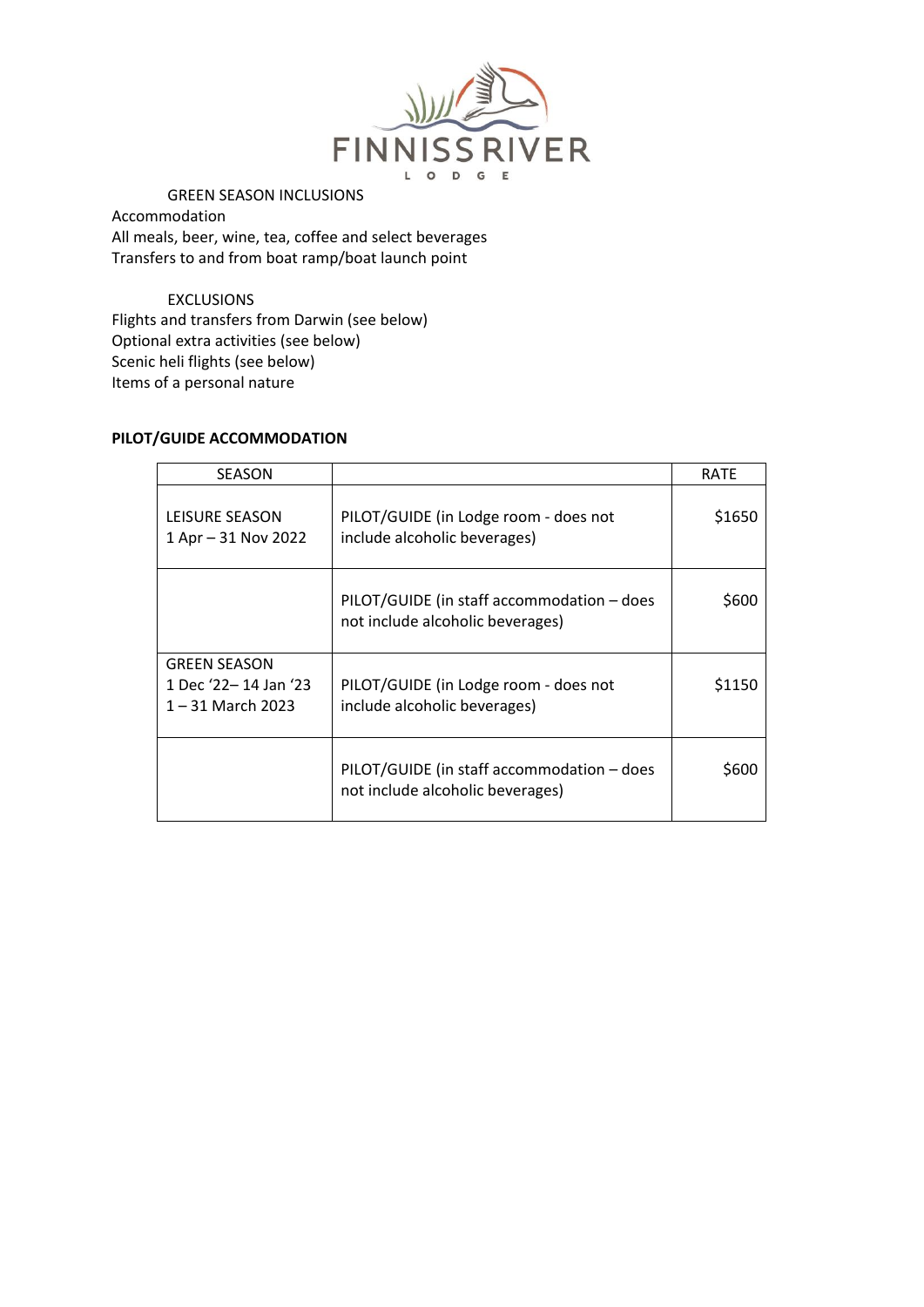FINNISS RIVER LODGE

GREEN SEASON INCLUSIONS

Accommodation
All meals, beer, wine, tea, coffee and select beverages
Transfers to and from boat ramp/boat launch point

EXCLUSIONS

Flights and transfers from Darwin (see below)
Optional extra activities (see below)
Scenic heli flights (see below)
Items of a personal nature

**PILOT/GUIDE ACCOMMODATION**

| SEASON | | RATE |
|---|---|---|
| LEISURE SEASON<br>1 Apr – 31 Nov 2022 | PILOT/GUIDE (in Lodge room - does not include alcoholic beverages) | $1650 |
| | PILOT/GUIDE (in staff accommodation – does not include alcoholic beverages) | $600 |
| GREEN SEASON<br>1 Dec '22– 14 Jan '23<br>1 – 31 March 2023 | PILOT/GUIDE (in Lodge room - does not include alcoholic beverages) | $1150 |
| | PILOT/GUIDE (in staff accommodation – does not include alcoholic beverages) | $600 |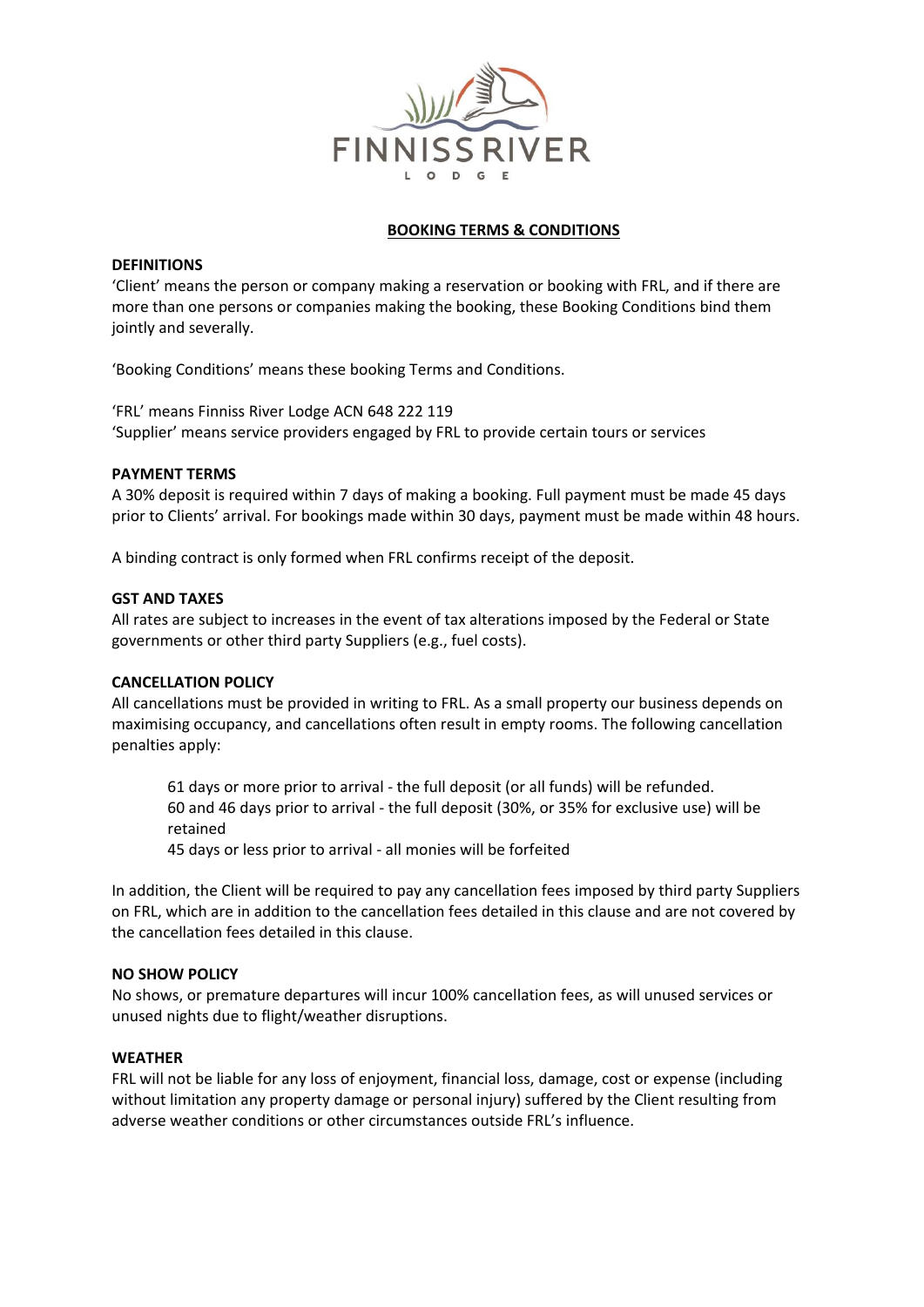FINNISS RIVER

LODGE

## BOOKING TERMS & CONDITIONS

**DEFINITIONS**

'Client' means the person or company making a reservation or booking with FRL, and if there are more than one persons or companies making the booking, these Booking Conditions bind them jointly and severally.

'Booking Conditions' means these booking Terms and Conditions.

'FRL' means Finniss River Lodge ACN 648 222 119
'Supplier' means service providers engaged by FRL to provide certain tours or services

**PAYMENT TERMS**

A 30% deposit is required within 7 days of making a booking. Full payment must be made 45 days prior to Clients' arrival. For bookings made within 30 days, payment must be made within 48 hours.

A binding contract is only formed when FRL confirms receipt of the deposit.

**GST AND TAXES**

All rates are subject to increases in the event of tax alterations imposed by the Federal or State governments or other third party Suppliers (e.g., fuel costs).

**CANCELLATION POLICY**

All cancellations must be provided in writing to FRL. As a small property our business depends on maximising occupancy, and cancellations often result in empty rooms. The following cancellation penalties apply:

> 61 days or more prior to arrival - the full deposit (or all funds) will be refunded.
> 60 and 46 days prior to arrival - the full deposit (30%, or 35% for exclusive use) will be retained
> 45 days or less prior to arrival - all monies will be forfeited

In addition, the Client will be required to pay any cancellation fees imposed by third party Suppliers on FRL, which are in addition to the cancellation fees detailed in this clause and are not covered by the cancellation fees detailed in this clause.

**NO SHOW POLICY**

No shows, or premature departures will incur 100% cancellation fees, as will unused services or unused nights due to flight/weather disruptions.

**WEATHER**

FRL will not be liable for any loss of enjoyment, financial loss, damage, cost or expense (including without limitation any property damage or personal injury) suffered by the Client resulting from adverse weather conditions or other circumstances outside FRL's influence.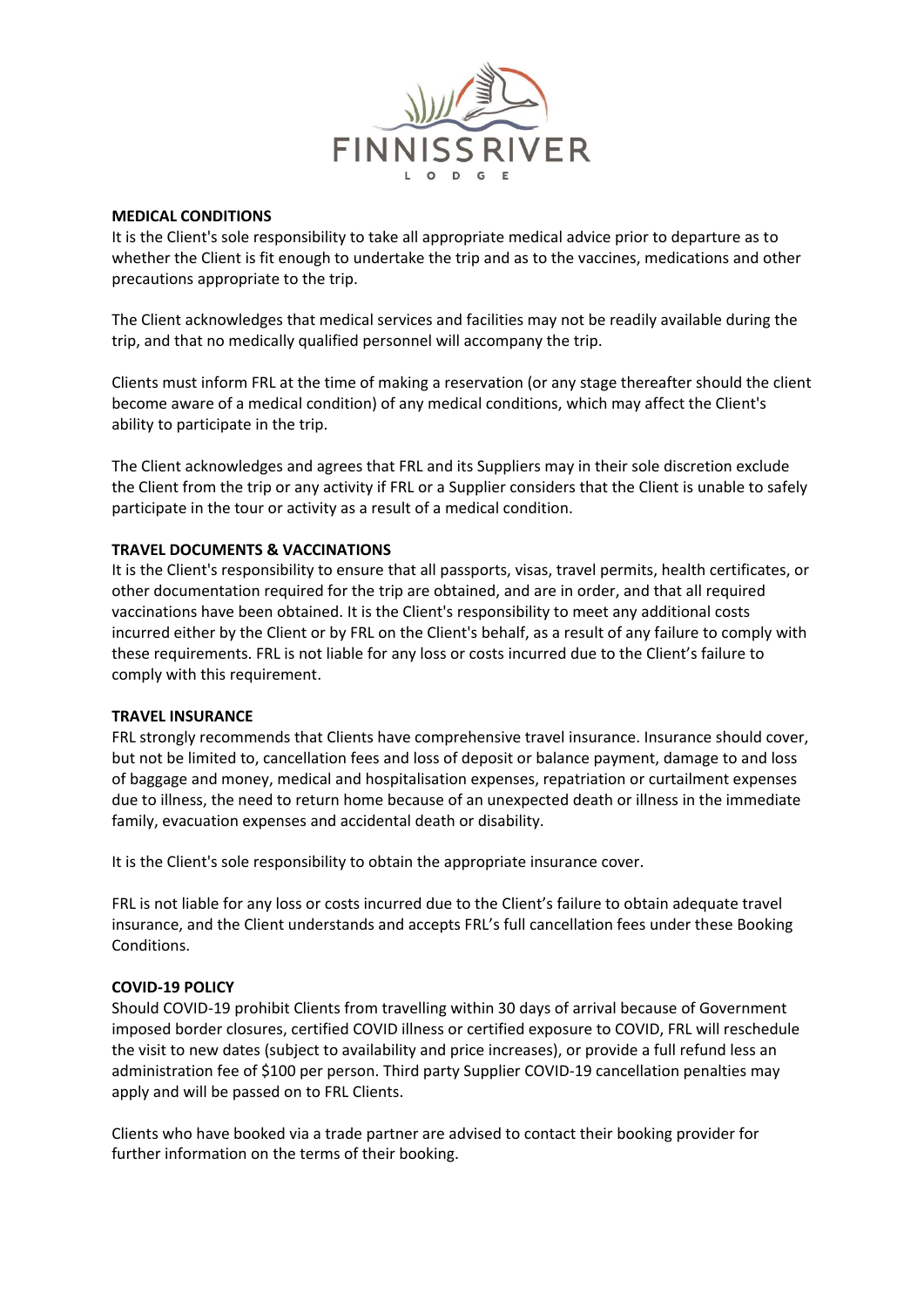## MEDICAL CONDITIONS

It is the Client's sole responsibility to take all appropriate medical advice prior to departure as to whether the Client is fit enough to undertake the trip and as to the vaccines, medications and other precautions appropriate to the trip.

The Client acknowledges that medical services and facilities may not be readily available during the trip, and that no medically qualified personnel will accompany the trip.

Clients must inform FRL at the time of making a reservation (or any stage thereafter should the client become aware of a medical condition) of any medical conditions, which may affect the Client's ability to participate in the trip.

The Client acknowledges and agrees that FRL and its Suppliers may in their sole discretion exclude the Client from the trip or any activity if FRL or a Supplier considers that the Client is unable to safely participate in the tour or activity as a result of a medical condition.

## TRAVEL DOCUMENTS & VACCINATIONS

It is the Client's responsibility to ensure that all passports, visas, travel permits, health certificates, or other documentation required for the trip are obtained, and are in order, and that all required vaccinations have been obtained. It is the Client's responsibility to meet any additional costs incurred either by the Client or by FRL on the Client's behalf, as a result of any failure to comply with these requirements. FRL is not liable for any loss or costs incurred due to the Client's failure to comply with this requirement.

## TRAVEL INSURANCE

FRL strongly recommends that Clients have comprehensive travel insurance. Insurance should cover, but not be limited to, cancellation fees and loss of deposit or balance payment, damage to and loss of baggage and money, medical and hospitalisation expenses, repatriation or curtailment expenses due to illness, the need to return home because of an unexpected death or illness in the immediate family, evacuation expenses and accidental death or disability.

It is the Client's sole responsibility to obtain the appropriate insurance cover.

FRL is not liable for any loss or costs incurred due to the Client's failure to obtain adequate travel insurance, and the Client understands and accepts FRL's full cancellation fees under these Booking Conditions.

## COVID-19 POLICY

Should COVID-19 prohibit Clients from travelling within 30 days of arrival because of Government imposed border closures, certified COVID illness or certified exposure to COVID, FRL will reschedule the visit to new dates (subject to availability and price increases), or provide a full refund less an administration fee of $100 per person. Third party Supplier COVID-19 cancellation penalties may apply and will be passed on to FRL Clients.

Clients who have booked via a trade partner are advised to contact their booking provider for further information on the terms of their booking.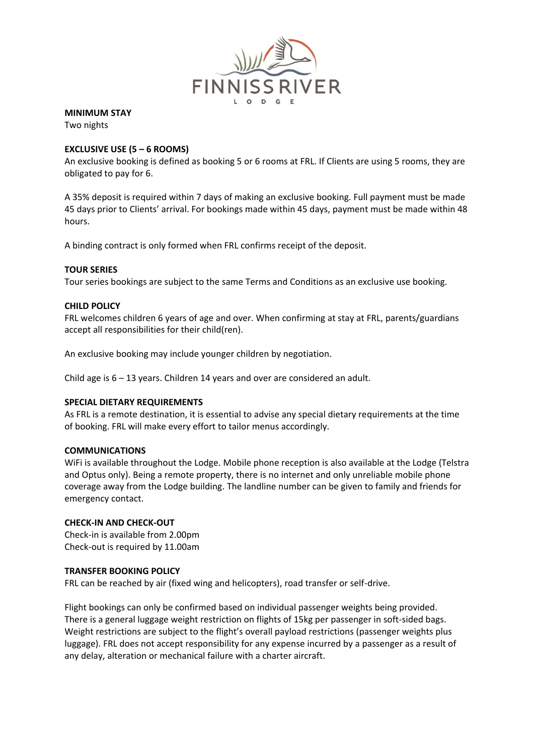**MINIMUM STAY**
Two nights

**EXCLUSIVE USE (5 – 6 ROOMS)**
An exclusive booking is defined as booking 5 or 6 rooms at FRL. If Clients are using 5 rooms, they are obligated to pay for 6.

A 35% deposit is required within 7 days of making an exclusive booking. Full payment must be made 45 days prior to Clients' arrival. For bookings made within 45 days, payment must be made within 48 hours.

A binding contract is only formed when FRL confirms receipt of the deposit.

**TOUR SERIES**
Tour series bookings are subject to the same Terms and Conditions as an exclusive use booking.

**CHILD POLICY**
FRL welcomes children 6 years of age and over. When confirming at stay at FRL, parents/guardians accept all responsibilities for their child(ren).

An exclusive booking may include younger children by negotiation.

Child age is 6 – 13 years. Children 14 years and over are considered an adult.

**SPECIAL DIETARY REQUIREMENTS**
As FRL is a remote destination, it is essential to advise any special dietary requirements at the time of booking. FRL will make every effort to tailor menus accordingly.

**COMMUNICATIONS**
WiFi is available throughout the Lodge. Mobile phone reception is also available at the Lodge (Telstra and Optus only). Being a remote property, there is no internet and only unreliable mobile phone coverage away from the Lodge building. The landline number can be given to family and friends for emergency contact.

**CHECK-IN AND CHECK-OUT**
Check-in is available from 2.00pm
Check-out is required by 11.00am

**TRANSFER BOOKING POLICY**
FRL can be reached by air (fixed wing and helicopters), road transfer or self-drive.

Flight bookings can only be confirmed based on individual passenger weights being provided. There is a general luggage weight restriction on flights of 15kg per passenger in soft-sided bags. Weight restrictions are subject to the flight's overall payload restrictions (passenger weights plus luggage). FRL does not accept responsibility for any expense incurred by a passenger as a result of any delay, alteration or mechanical failure with a charter aircraft.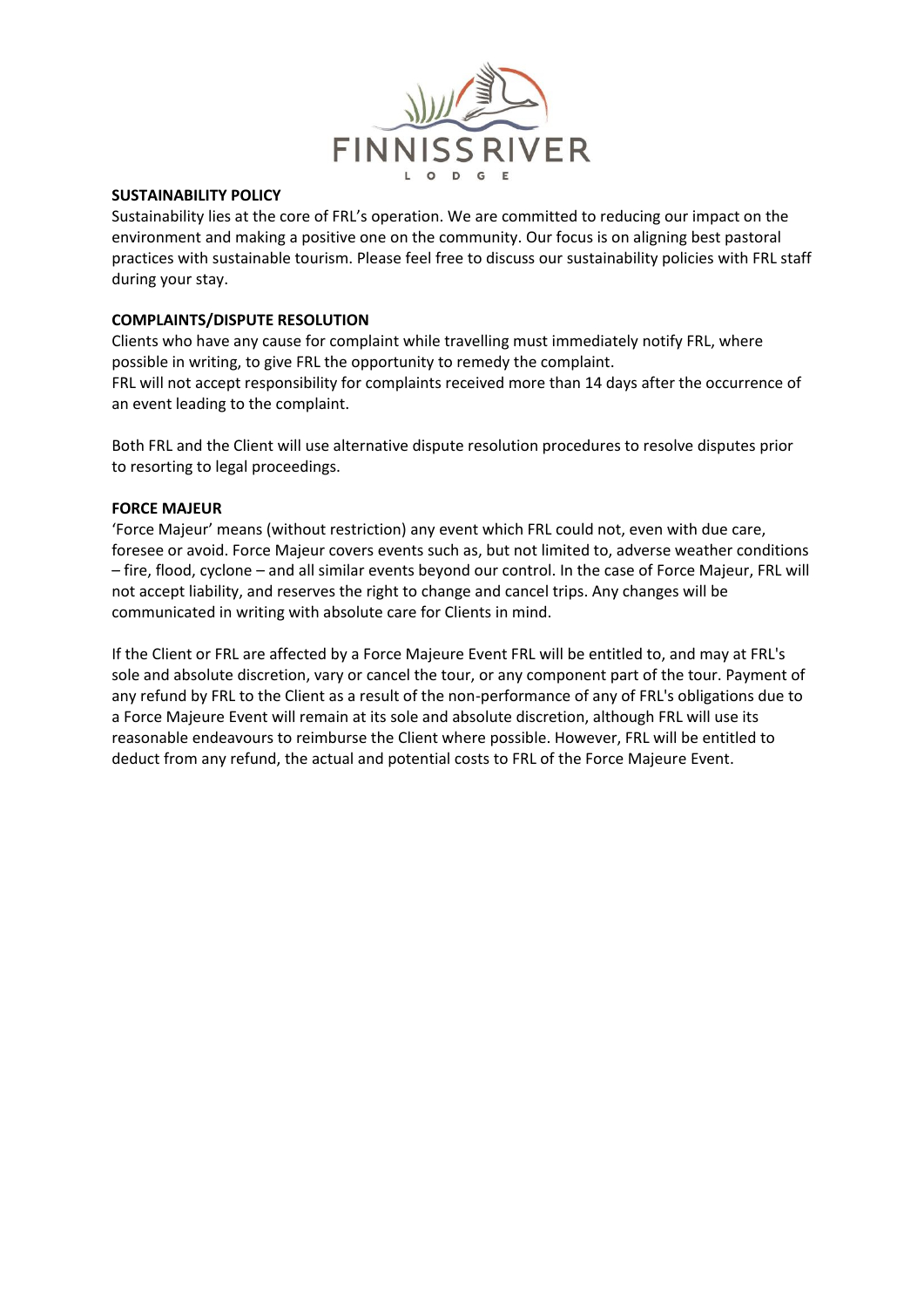**SUSTAINABILITY POLICY**
Sustainability lies at the core of FRL's operation. We are committed to reducing our impact on the environment and making a positive one on the community. Our focus is on aligning best pastoral practices with sustainable tourism. Please feel free to discuss our sustainability policies with FRL staff during your stay.

**COMPLAINTS/DISPUTE RESOLUTION**
Clients who have any cause for complaint while travelling must immediately notify FRL, where possible in writing, to give FRL the opportunity to remedy the complaint.
FRL will not accept responsibility for complaints received more than 14 days after the occurrence of an event leading to the complaint.

Both FRL and the Client will use alternative dispute resolution procedures to resolve disputes prior to resorting to legal proceedings.

**FORCE MAJEUR**
'Force Majeur' means (without restriction) any event which FRL could not, even with due care, foresee or avoid. Force Majeur covers events such as, but not limited to, adverse weather conditions – fire, flood, cyclone – and all similar events beyond our control. In the case of Force Majeur, FRL will not accept liability, and reserves the right to change and cancel trips. Any changes will be communicated in writing with absolute care for Clients in mind.

If the Client or FRL are affected by a Force Majeure Event FRL will be entitled to, and may at FRL's sole and absolute discretion, vary or cancel the tour, or any component part of the tour. Payment of any refund by FRL to the Client as a result of the non-performance of any of FRL's obligations due to a Force Majeure Event will remain at its sole and absolute discretion, although FRL will use its reasonable endeavours to reimburse the Client where possible. However, FRL will be entitled to deduct from any refund, the actual and potential costs to FRL of the Force Majeure Event.